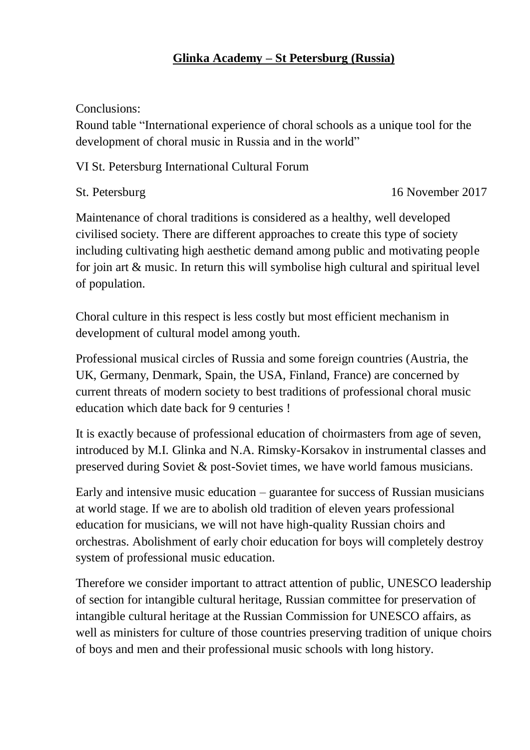## Glinka Academy – St Petersburg (Russia)

Conclusions:
Round table "International experience of choral schools as a unique tool for the development of choral music in Russia and in the world"

VI St. Petersburg International Cultural Forum

St. Petersburg 16 November 2017

Maintenance of choral traditions is considered as a healthy, well developed civilised society. There are different approaches to create this type of society including cultivating high aesthetic demand among public and motivating people for join art & music. In return this will symbolise high cultural and spiritual level of population.

Choral culture in this respect is less costly but most efficient mechanism in development of cultural model among youth.

Professional musical circles of Russia and some foreign countries (Austria, the UK, Germany, Denmark, Spain, the USA, Finland, France) are concerned by current threats of modern society to best traditions of professional choral music education which date back for 9 centuries !

It is exactly because of professional education of choirmasters from age of seven, introduced by M.I. Glinka and N.A. Rimsky-Korsakov in instrumental classes and preserved during Soviet & post-Soviet times, we have world famous musicians.

Early and intensive music education – guarantee for success of Russian musicians at world stage. If we are to abolish old tradition of eleven years professional education for musicians, we will not have high-quality Russian choirs and orchestras. Abolishment of early choir education for boys will completely destroy system of professional music education.

Therefore we consider important to attract attention of public, UNESCO leadership of section for intangible cultural heritage, Russian committee for preservation of intangible cultural heritage at the Russian Commission for UNESCO affairs, as well as ministers for culture of those countries preserving tradition of unique choirs of boys and men and their professional music schools with long history.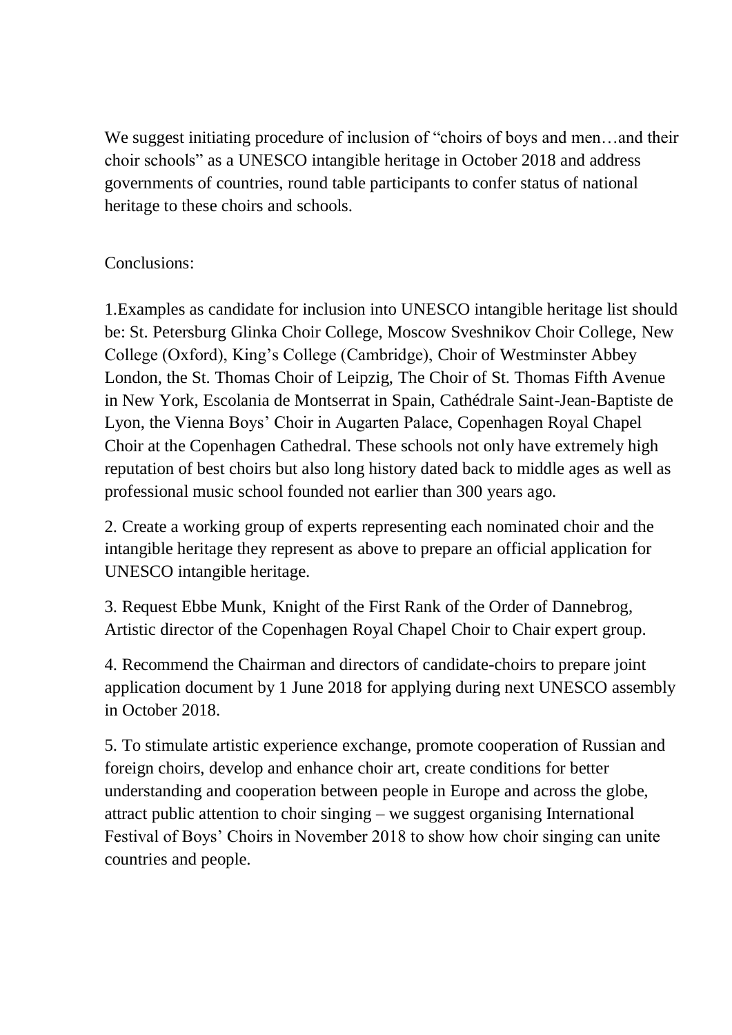We suggest initiating procedure of inclusion of "choirs of boys and men…and their choir schools" as a UNESCO intangible heritage in October 2018 and address governments of countries, round table participants to confer status of national heritage to these choirs and schools.

Conclusions:

1.Examples as candidate for inclusion into UNESCO intangible heritage list should be: St. Petersburg Glinka Choir College, Moscow Sveshnikov Choir College, New College (Oxford), King's College (Cambridge), Choir of Westminster Abbey London, the St. Thomas Choir of Leipzig, The Choir of St. Thomas Fifth Avenue in New York, Escolania de Montserrat in Spain, Cathédrale Saint-Jean-Baptiste de Lyon, the Vienna Boys' Choir in Augarten Palace, Copenhagen Royal Chapel Choir at the Copenhagen Cathedral. These schools not only have extremely high reputation of best choirs but also long history dated back to middle ages as well as professional music school founded not earlier than 300 years ago.

2. Create a working group of experts representing each nominated choir and the intangible heritage they represent as above to prepare an official application for UNESCO intangible heritage.

3. Request Ebbe Munk, Knight of the First Rank of the Order of Dannebrog, Artistic director of the Copenhagen Royal Chapel Choir to Chair expert group.

4. Recommend the Chairman and directors of candidate-choirs to prepare joint application document by 1 June 2018 for applying during next UNESCO assembly in October 2018.

5. To stimulate artistic experience exchange, promote cooperation of Russian and foreign choirs, develop and enhance choir art, create conditions for better understanding and cooperation between people in Europe and across the globe, attract public attention to choir singing – we suggest organising International Festival of Boys' Choirs in November 2018 to show how choir singing can unite countries and people.